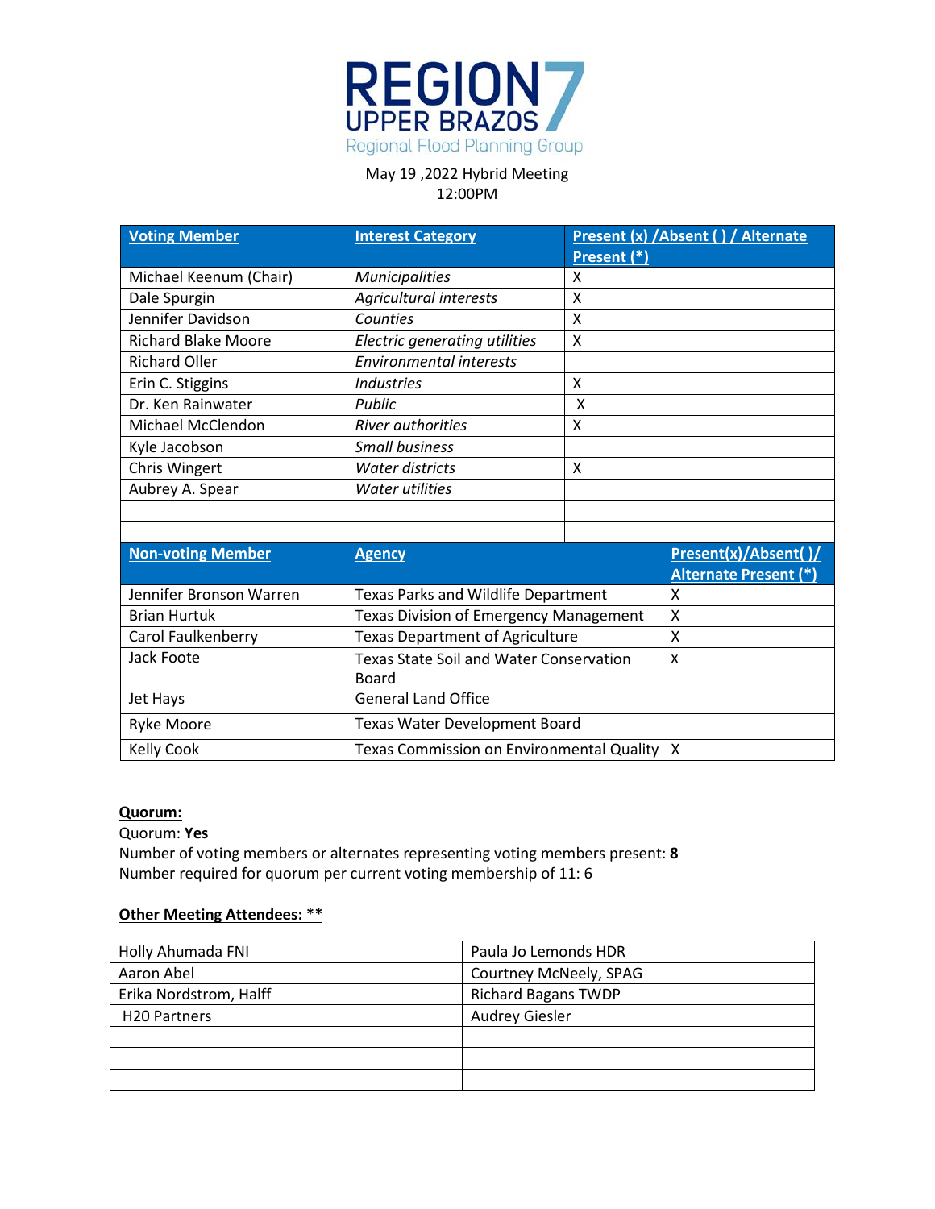# REGION 7 UPPER BRAZOS

Regional Flood Planning Group

May 19 ,2022 Hybrid Meeting
12:00PM

| **Voting Member** | **Interest Category** | **Present (x) /Absent ( ) / Alternate Present (*)** |
|---|---|---|
| Michael Keenum (Chair) | *Municipalities* | X |
| Dale Spurgin | *Agricultural interests* | X |
| Jennifer Davidson | *Counties* | X |
| Richard Blake Moore | *Electric generating utilities* | X |
| Richard Oller | *Environmental interests* | |
| Erin C. Stiggins | *Industries* | X |
| Dr. Ken Rainwater | *Public* | X |
| Michael McClendon | *River authorities* | X |
| Kyle Jacobson | *Small business* | |
| Chris Wingert | *Water districts* | X |
| Aubrey A. Spear | *Water utilities* | |
| | | |
| | | |

| **Non-voting Member** | **Agency** | **Present(x)/Absent( )/ Alternate Present (*)** |
|---|---|---|
| Jennifer Bronson Warren | Texas Parks and Wildlife Department | X |
| Brian Hurtuk | Texas Division of Emergency Management | X |
| Carol Faulkenberry | Texas Department of Agriculture | X |
| Jack Foote | Texas State Soil and Water Conservation Board | x |
| Jet Hays | General Land Office | |
| Ryke Moore | Texas Water Development Board | |
| Kelly Cook | Texas Commission on Environmental Quality | X |

**Quorum:**

Quorum: **Yes**
Number of voting members or alternates representing voting members present: **8**
Number required for quorum per current voting membership of 11: 6

**Other Meeting Attendees: ****

| | |
|---|---|
| Holly Ahumada FNI | Paula Jo Lemonds HDR |
| Aaron Abel | Courtney McNeely, SPAG |
| Erika Nordstrom, Halff | Richard Bagans TWDP |
| H20 Partners | Audrey Giesler |
| | |
| | |
| | |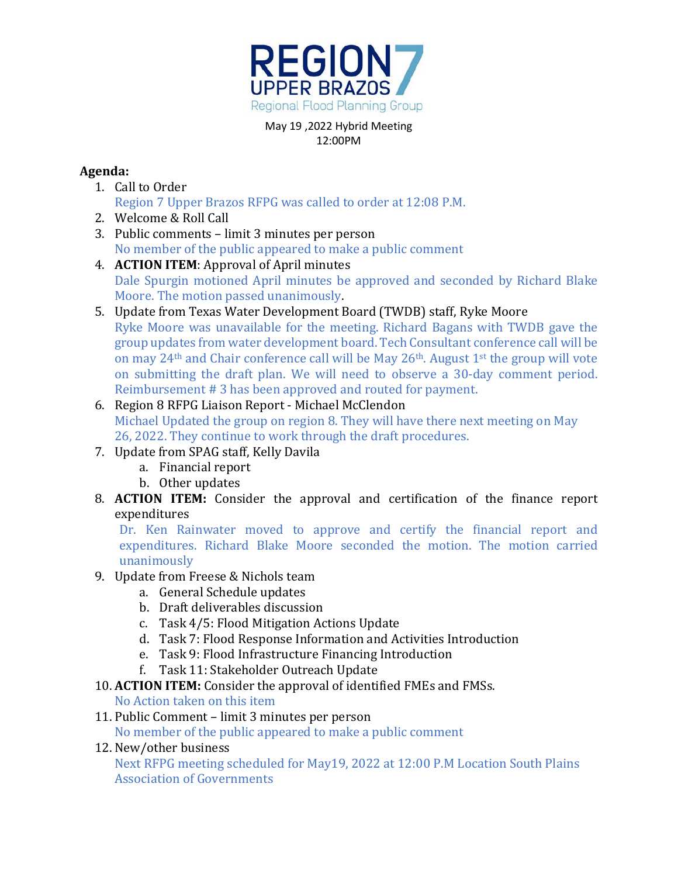# REGION 7 UPPER BRAZOS

Regional Flood Planning Group

May 19 ,2022 Hybrid Meeting
12:00PM

**Agenda:**

1. Call to Order
   Region 7 Upper Brazos RFPG was called to order at 12:08 P.M.
2. Welcome & Roll Call
3. Public comments – limit 3 minutes per person
   No member of the public appeared to make a public comment
4. **ACTION ITEM**: Approval of April minutes
   Dale Spurgin motioned April minutes be approved and seconded by Richard Blake Moore. The motion passed unanimously.
5. Update from Texas Water Development Board (TWDB) staff, Ryke Moore
   Ryke Moore was unavailable for the meeting. Richard Bagans with TWDB gave the group updates from water development board. Tech Consultant conference call will be on may 24th and Chair conference call will be May 26th. August 1st the group will vote on submitting the draft plan. We will need to observe a 30-day comment period. Reimbursement # 3 has been approved and routed for payment.
6. Region 8 RFPG Liaison Report - Michael McClendon
   Michael Updated the group on region 8. They will have there next meeting on May 26, 2022. They continue to work through the draft procedures.
7. Update from SPAG staff, Kelly Davila
   a. Financial report
   b. Other updates
8. **ACTION ITEM:** Consider the approval and certification of the finance report expenditures
   Dr. Ken Rainwater moved to approve and certify the financial report and expenditures. Richard Blake Moore seconded the motion. The motion carried unanimously
9. Update from Freese & Nichols team
   a. General Schedule updates
   b. Draft deliverables discussion
   c. Task 4/5: Flood Mitigation Actions Update
   d. Task 7: Flood Response Information and Activities Introduction
   e. Task 9: Flood Infrastructure Financing Introduction
   f. Task 11: Stakeholder Outreach Update
10. **ACTION ITEM:** Consider the approval of identified FMEs and FMSs.
    No Action taken on this item
11. Public Comment – limit 3 minutes per person
    No member of the public appeared to make a public comment
12. New/other business
    Next RFPG meeting scheduled for May19, 2022 at 12:00 P.M Location South Plains Association of Governments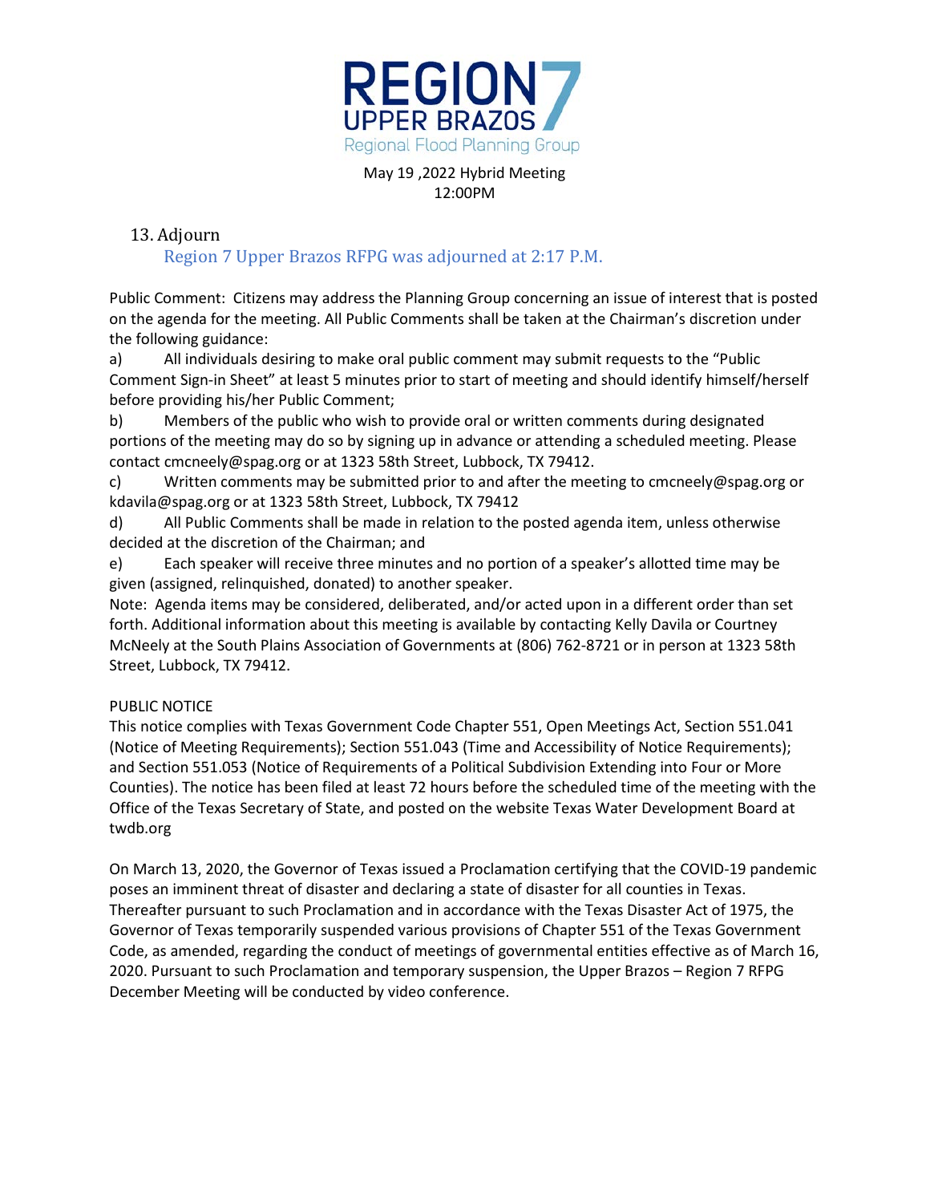REGION 7 UPPER BRAZOS Regional Flood Planning Group

May 19 ,2022 Hybrid Meeting
12:00PM

13. Adjourn

Region 7 Upper Brazos RFPG was adjourned at 2:17 P.M.

Public Comment: Citizens may address the Planning Group concerning an issue of interest that is posted on the agenda for the meeting. All Public Comments shall be taken at the Chairman's discretion under the following guidance:

a) All individuals desiring to make oral public comment may submit requests to the "Public Comment Sign-in Sheet" at least 5 minutes prior to start of meeting and should identify himself/herself before providing his/her Public Comment;

b) Members of the public who wish to provide oral or written comments during designated portions of the meeting may do so by signing up in advance or attending a scheduled meeting. Please contact cmcneely@spag.org or at 1323 58th Street, Lubbock, TX 79412.

c) Written comments may be submitted prior to and after the meeting to cmcneely@spag.org or kdavila@spag.org or at 1323 58th Street, Lubbock, TX 79412

d) All Public Comments shall be made in relation to the posted agenda item, unless otherwise decided at the discretion of the Chairman; and

e) Each speaker will receive three minutes and no portion of a speaker's allotted time may be given (assigned, relinquished, donated) to another speaker.

Note: Agenda items may be considered, deliberated, and/or acted upon in a different order than set forth. Additional information about this meeting is available by contacting Kelly Davila or Courtney McNeely at the South Plains Association of Governments at (806) 762-8721 or in person at 1323 58th Street, Lubbock, TX 79412.

PUBLIC NOTICE

This notice complies with Texas Government Code Chapter 551, Open Meetings Act, Section 551.041 (Notice of Meeting Requirements); Section 551.043 (Time and Accessibility of Notice Requirements); and Section 551.053 (Notice of Requirements of a Political Subdivision Extending into Four or More Counties). The notice has been filed at least 72 hours before the scheduled time of the meeting with the Office of the Texas Secretary of State, and posted on the website Texas Water Development Board at twdb.org

On March 13, 2020, the Governor of Texas issued a Proclamation certifying that the COVID-19 pandemic poses an imminent threat of disaster and declaring a state of disaster for all counties in Texas. Thereafter pursuant to such Proclamation and in accordance with the Texas Disaster Act of 1975, the Governor of Texas temporarily suspended various provisions of Chapter 551 of the Texas Government Code, as amended, regarding the conduct of meetings of governmental entities effective as of March 16, 2020. Pursuant to such Proclamation and temporary suspension, the Upper Brazos – Region 7 RFPG December Meeting will be conducted by video conference.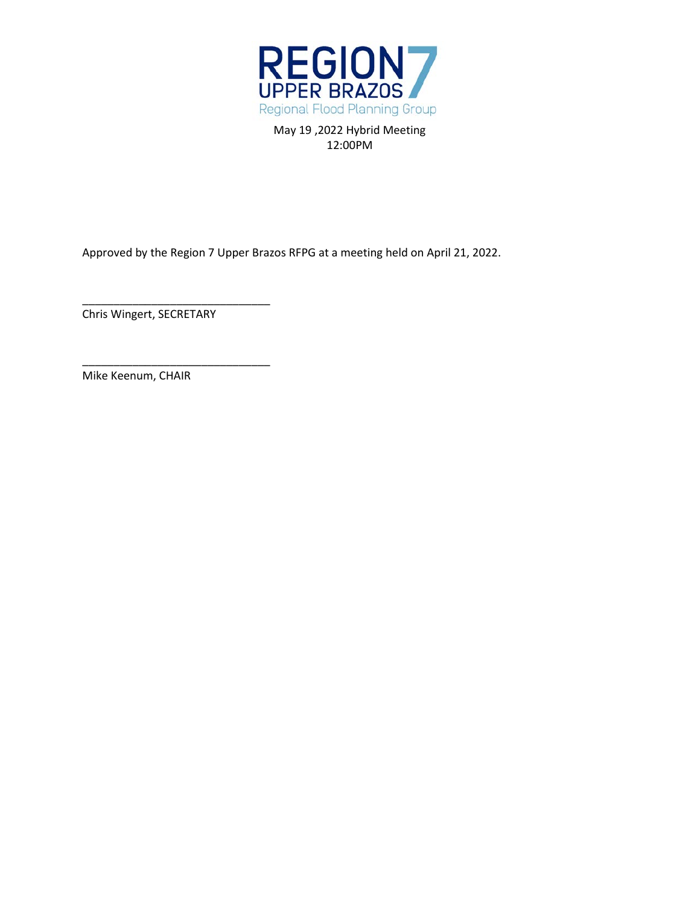REGION 7

UPPER BRAZOS

Regional Flood Planning Group

May 19 ,2022 Hybrid Meeting

12:00PM

Approved by the Region 7 Upper Brazos RFPG at a meeting held on April 21, 2022.

______________________________

Chris Wingert, SECRETARY

______________________________

Mike Keenum, CHAIR